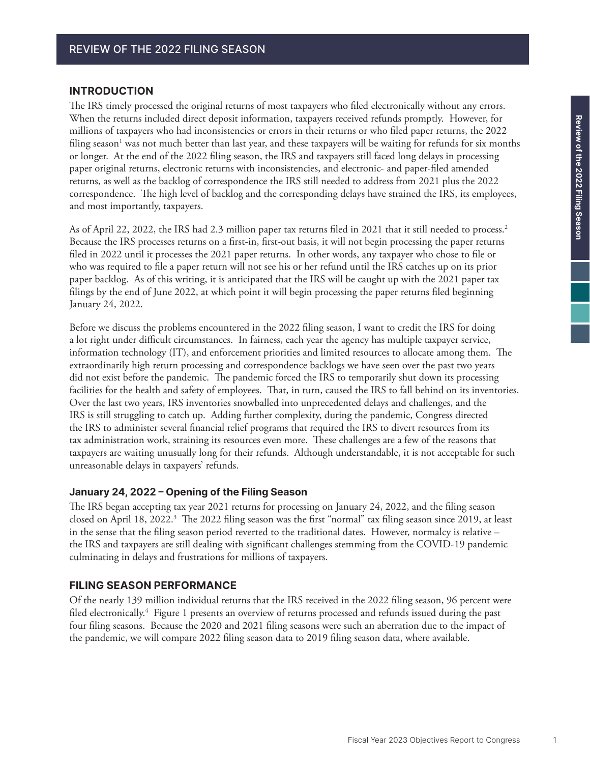# REVIEW OF THE 2022 FILING SEASON

## INTRODUCTION

The IRS timely processed the original returns of most taxpayers who filed electronically without any errors. When the returns included direct deposit information, taxpayers received refunds promptly. However, for millions of taxpayers who had inconsistencies or errors in their returns or who filed paper returns, the 2022 filing season[1] was not much better than last year, and these taxpayers will be waiting for refunds for six months or longer. At the end of the 2022 filing season, the IRS and taxpayers still faced long delays in processing paper original returns, electronic returns with inconsistencies, and electronic- and paper-filed amended returns, as well as the backlog of correspondence the IRS still needed to address from 2021 plus the 2022 correspondence. The high level of backlog and the corresponding delays have strained the IRS, its employees, and most importantly, taxpayers.

As of April 22, 2022, the IRS had 2.3 million paper tax returns filed in 2021 that it still needed to process.[2] Because the IRS processes returns on a first-in, first-out basis, it will not begin processing the paper returns filed in 2022 until it processes the 2021 paper returns. In other words, any taxpayer who chose to file or who was required to file a paper return will not see his or her refund until the IRS catches up on its prior paper backlog. As of this writing, it is anticipated that the IRS will be caught up with the 2021 paper tax filings by the end of June 2022, at which point it will begin processing the paper returns filed beginning January 24, 2022.

Before we discuss the problems encountered in the 2022 filing season, I want to credit the IRS for doing a lot right under difficult circumstances. In fairness, each year the agency has multiple taxpayer service, information technology (IT), and enforcement priorities and limited resources to allocate among them. The extraordinarily high return processing and correspondence backlogs we have seen over the past two years did not exist before the pandemic. The pandemic forced the IRS to temporarily shut down its processing facilities for the health and safety of employees. That, in turn, caused the IRS to fall behind on its inventories. Over the last two years, IRS inventories snowballed into unprecedented delays and challenges, and the IRS is still struggling to catch up. Adding further complexity, during the pandemic, Congress directed the IRS to administer several financial relief programs that required the IRS to divert resources from its tax administration work, straining its resources even more. These challenges are a few of the reasons that taxpayers are waiting unusually long for their refunds. Although understandable, it is not acceptable for such unreasonable delays in taxpayers' refunds.

### January 24, 2022 – Opening of the Filing Season

The IRS began accepting tax year 2021 returns for processing on January 24, 2022, and the filing season closed on April 18, 2022.[3] The 2022 filing season was the first "normal" tax filing season since 2019, at least in the sense that the filing season period reverted to the traditional dates. However, normalcy is relative – the IRS and taxpayers are still dealing with significant challenges stemming from the COVID-19 pandemic culminating in delays and frustrations for millions of taxpayers.

## FILING SEASON PERFORMANCE

Of the nearly 139 million individual returns that the IRS received in the 2022 filing season, 96 percent were filed electronically.[4] Figure 1 presents an overview of returns processed and refunds issued during the past four filing seasons. Because the 2020 and 2021 filing seasons were such an aberration due to the impact of the pandemic, we will compare 2022 filing season data to 2019 filing season data, where available.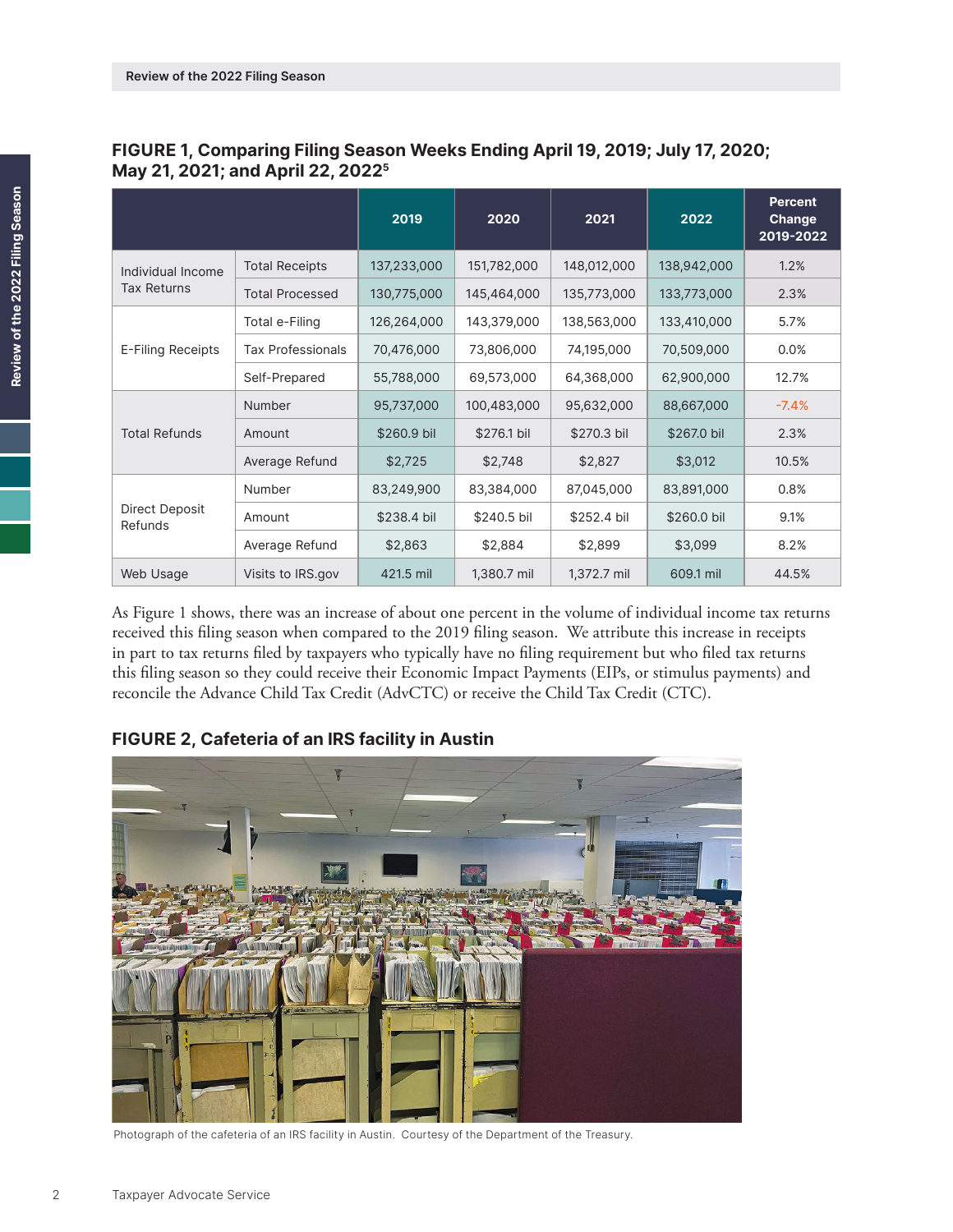## FIGURE 1, Comparing Filing Season Weeks Ending April 19, 2019; July 17, 2020; May 21, 2021; and April 22, 2022[5]

| | | 2019 | 2020 | 2021 | 2022 | Percent Change 2019-2022 |
|---|---|---|---|---|---|---|
| Individual Income Tax Returns | Total Receipts | 137,233,000 | 151,782,000 | 148,012,000 | 138,942,000 | 1.2% |
| | Total Processed | 130,775,000 | 145,464,000 | 135,773,000 | 133,773,000 | 2.3% |
| E-Filing Receipts | Total e-Filing | 126,264,000 | 143,379,000 | 138,563,000 | 133,410,000 | 5.7% |
| | Tax Professionals | 70,476,000 | 73,806,000 | 74,195,000 | 70,509,000 | 0.0% |
| | Self-Prepared | 55,788,000 | 69,573,000 | 64,368,000 | 62,900,000 | 12.7% |
| Total Refunds | Number | 95,737,000 | 100,483,000 | 95,632,000 | 88,667,000 | -7.4% |
| | Amount | $260.9 bil | $276.1 bil | $270.3 bil | $267.0 bil | 2.3% |
| | Average Refund | $2,725 | $2,748 | $2,827 | $3,012 | 10.5% |
| Direct Deposit Refunds | Number | 83,249,900 | 83,384,000 | 87,045,000 | 83,891,000 | 0.8% |
| | Amount | $238.4 bil | $240.5 bil | $252.4 bil | $260.0 bil | 9.1% |
| | Average Refund | $2,863 | $2,884 | $2,899 | $3,099 | 8.2% |
| Web Usage | Visits to IRS.gov | 421.5 mil | 1,380.7 mil | 1,372.7 mil | 609.1 mil | 44.5% |

As Figure 1 shows, there was an increase of about one percent in the volume of individual income tax returns received this filing season when compared to the 2019 filing season. We attribute this increase in receipts in part to tax returns filed by taxpayers who typically have no filing requirement but who filed tax returns this filing season so they could receive their Economic Impact Payments (EIPs, or stimulus payments) and reconcile the Advance Child Tax Credit (AdvCTC) or receive the Child Tax Credit (CTC).

## FIGURE 2, Cafeteria of an IRS facility in Austin

Photograph of the cafeteria of an IRS facility in Austin. Courtesy of the Department of the Treasury.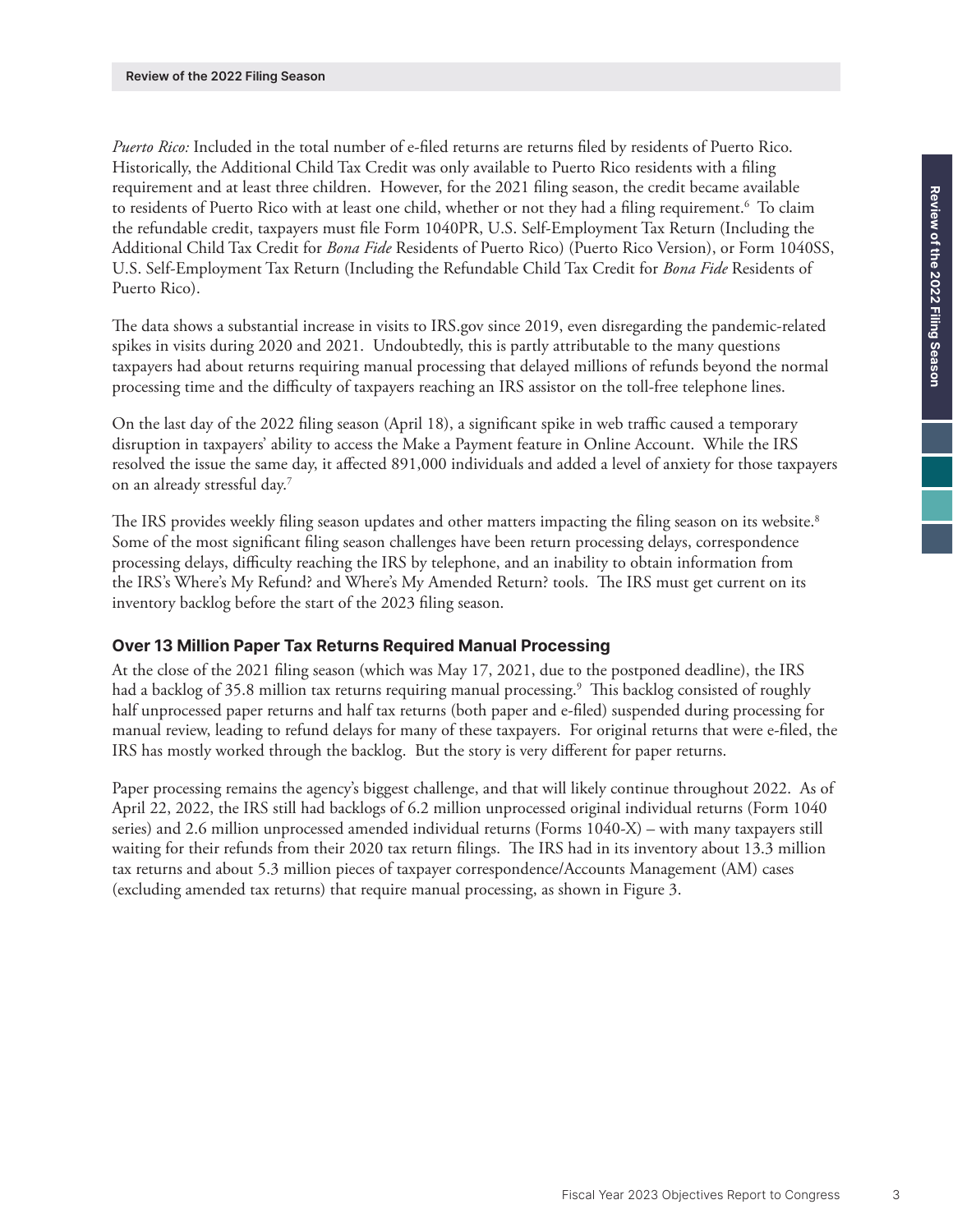*Puerto Rico:* Included in the total number of e-filed returns are returns filed by residents of Puerto Rico. Historically, the Additional Child Tax Credit was only available to Puerto Rico residents with a filing requirement and at least three children. However, for the 2021 filing season, the credit became available to residents of Puerto Rico with at least one child, whether or not they had a filing requirement.[6] To claim the refundable credit, taxpayers must file Form 1040PR, U.S. Self-Employment Tax Return (Including the Additional Child Tax Credit for *Bona Fide* Residents of Puerto Rico) (Puerto Rico Version), or Form 1040SS, U.S. Self-Employment Tax Return (Including the Refundable Child Tax Credit for *Bona Fide* Residents of Puerto Rico).

The data shows a substantial increase in visits to IRS.gov since 2019, even disregarding the pandemic-related spikes in visits during 2020 and 2021. Undoubtedly, this is partly attributable to the many questions taxpayers had about returns requiring manual processing that delayed millions of refunds beyond the normal processing time and the difficulty of taxpayers reaching an IRS assistor on the toll-free telephone lines.

On the last day of the 2022 filing season (April 18), a significant spike in web traffic caused a temporary disruption in taxpayers' ability to access the Make a Payment feature in Online Account. While the IRS resolved the issue the same day, it affected 891,000 individuals and added a level of anxiety for those taxpayers on an already stressful day.[7]

The IRS provides weekly filing season updates and other matters impacting the filing season on its website.[8] Some of the most significant filing season challenges have been return processing delays, correspondence processing delays, difficulty reaching the IRS by telephone, and an inability to obtain information from the IRS's Where's My Refund? and Where's My Amended Return? tools. The IRS must get current on its inventory backlog before the start of the 2023 filing season.

### Over 13 Million Paper Tax Returns Required Manual Processing

At the close of the 2021 filing season (which was May 17, 2021, due to the postponed deadline), the IRS had a backlog of 35.8 million tax returns requiring manual processing.[9] This backlog consisted of roughly half unprocessed paper returns and half tax returns (both paper and e-filed) suspended during processing for manual review, leading to refund delays for many of these taxpayers. For original returns that were e-filed, the IRS has mostly worked through the backlog. But the story is very different for paper returns.

Paper processing remains the agency's biggest challenge, and that will likely continue throughout 2022. As of April 22, 2022, the IRS still had backlogs of 6.2 million unprocessed original individual returns (Form 1040 series) and 2.6 million unprocessed amended individual returns (Forms 1040-X) – with many taxpayers still waiting for their refunds from their 2020 tax return filings. The IRS had in its inventory about 13.3 million tax returns and about 5.3 million pieces of taxpayer correspondence/Accounts Management (AM) cases (excluding amended tax returns) that require manual processing, as shown in Figure 3.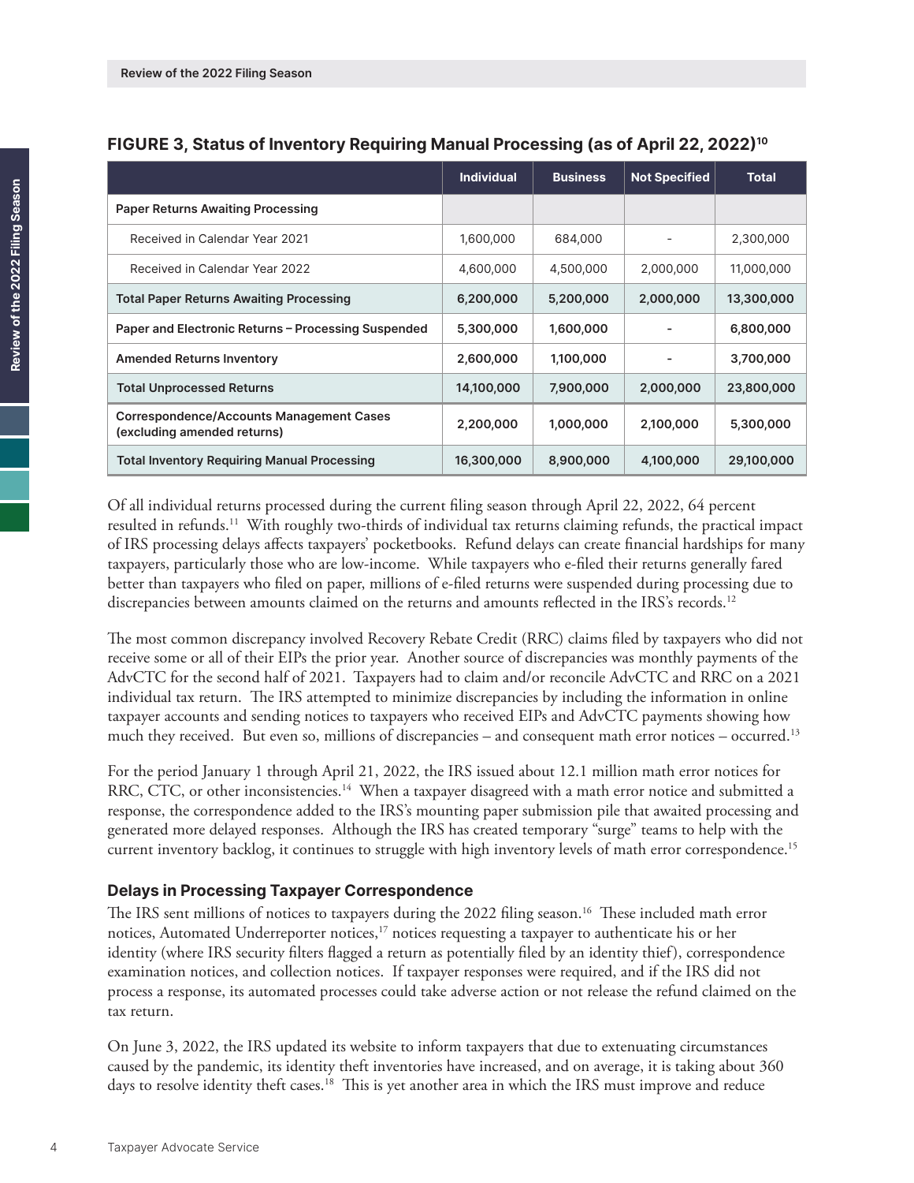**FIGURE 3, Status of Inventory Requiring Manual Processing (as of April 22, 2022)[10]**

| | Individual | Business | Not Specified | Total |
|---|---|---|---|---|
| Paper Returns Awaiting Processing | | | | |
| Received in Calendar Year 2021 | 1,600,000 | 684,000 | - | 2,300,000 |
| Received in Calendar Year 2022 | 4,600,000 | 4,500,000 | 2,000,000 | 11,000,000 |
| **Total Paper Returns Awaiting Processing** | **6,200,000** | **5,200,000** | **2,000,000** | **13,300,000** |
| **Paper and Electronic Returns – Processing Suspended** | **5,300,000** | **1,600,000** | **-** | **6,800,000** |
| **Amended Returns Inventory** | **2,600,000** | **1,100,000** | **-** | **3,700,000** |
| **Total Unprocessed Returns** | **14,100,000** | **7,900,000** | **2,000,000** | **23,800,000** |
| **Correspondence/Accounts Management Cases (excluding amended returns)** | **2,200,000** | **1,000,000** | **2,100,000** | **5,300,000** |
| **Total Inventory Requiring Manual Processing** | **16,300,000** | **8,900,000** | **4,100,000** | **29,100,000** |

Of all individual returns processed during the current filing season through April 22, 2022, 64 percent resulted in refunds.[11] With roughly two-thirds of individual tax returns claiming refunds, the practical impact of IRS processing delays affects taxpayers' pocketbooks. Refund delays can create financial hardships for many taxpayers, particularly those who are low-income. While taxpayers who e-filed their returns generally fared better than taxpayers who filed on paper, millions of e-filed returns were suspended during processing due to discrepancies between amounts claimed on the returns and amounts reflected in the IRS's records.[12]

The most common discrepancy involved Recovery Rebate Credit (RRC) claims filed by taxpayers who did not receive some or all of their EIPs the prior year. Another source of discrepancies was monthly payments of the AdvCTC for the second half of 2021. Taxpayers had to claim and/or reconcile AdvCTC and RRC on a 2021 individual tax return. The IRS attempted to minimize discrepancies by including the information in online taxpayer accounts and sending notices to taxpayers who received EIPs and AdvCTC payments showing how much they received. But even so, millions of discrepancies – and consequent math error notices – occurred.[13]

For the period January 1 through April 21, 2022, the IRS issued about 12.1 million math error notices for RRC, CTC, or other inconsistencies.[14] When a taxpayer disagreed with a math error notice and submitted a response, the correspondence added to the IRS's mounting paper submission pile that awaited processing and generated more delayed responses. Although the IRS has created temporary "surge" teams to help with the current inventory backlog, it continues to struggle with high inventory levels of math error correspondence.[15]

### Delays in Processing Taxpayer Correspondence

The IRS sent millions of notices to taxpayers during the 2022 filing season.[16] These included math error notices, Automated Underreporter notices,[17] notices requesting a taxpayer to authenticate his or her identity (where IRS security filters flagged a return as potentially filed by an identity thief), correspondence examination notices, and collection notices. If taxpayer responses were required, and if the IRS did not process a response, its automated processes could take adverse action or not release the refund claimed on the tax return.

On June 3, 2022, the IRS updated its website to inform taxpayers that due to extenuating circumstances caused by the pandemic, its identity theft inventories have increased, and on average, it is taking about 360 days to resolve identity theft cases.[18] This is yet another area in which the IRS must improve and reduce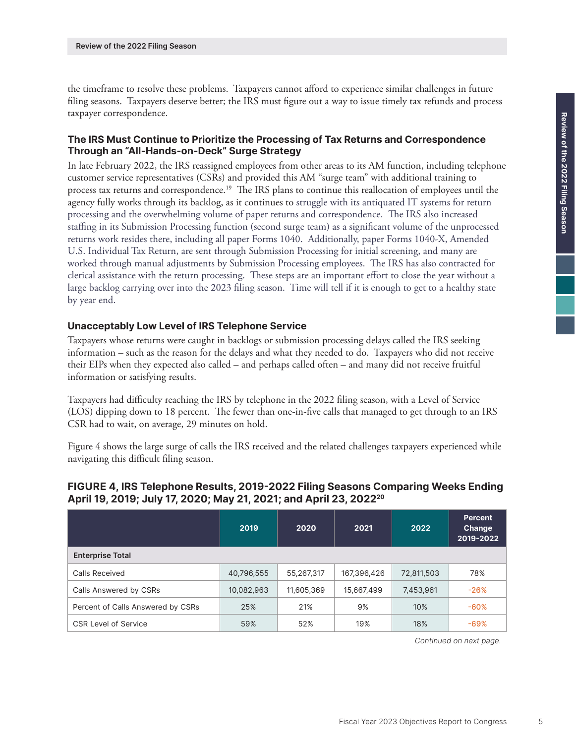the timeframe to resolve these problems. Taxpayers cannot afford to experience similar challenges in future filing seasons. Taxpayers deserve better; the IRS must figure out a way to issue timely tax refunds and process taxpayer correspondence.

### The IRS Must Continue to Prioritize the Processing of Tax Returns and Correspondence Through an "All-Hands-on-Deck" Surge Strategy

In late February 2022, the IRS reassigned employees from other areas to its AM function, including telephone customer service representatives (CSRs) and provided this AM "surge team" with additional training to process tax returns and correspondence.[19] The IRS plans to continue this reallocation of employees until the agency fully works through its backlog, as it continues to struggle with its antiquated IT systems for return processing and the overwhelming volume of paper returns and correspondence. The IRS also increased staffing in its Submission Processing function (second surge team) as a significant volume of the unprocessed returns work resides there, including all paper Forms 1040. Additionally, paper Forms 1040-X, Amended U.S. Individual Tax Return, are sent through Submission Processing for initial screening, and many are worked through manual adjustments by Submission Processing employees. The IRS has also contracted for clerical assistance with the return processing. These steps are an important effort to close the year without a large backlog carrying over into the 2023 filing season. Time will tell if it is enough to get to a healthy state by year end.

### Unacceptably Low Level of IRS Telephone Service

Taxpayers whose returns were caught in backlogs or submission processing delays called the IRS seeking information – such as the reason for the delays and what they needed to do. Taxpayers who did not receive their EIPs when they expected also called – and perhaps called often – and many did not receive fruitful information or satisfying results.

Taxpayers had difficulty reaching the IRS by telephone in the 2022 filing season, with a Level of Service (LOS) dipping down to 18 percent. The fewer than one-in-five calls that managed to get through to an IRS CSR had to wait, on average, 29 minutes on hold.

Figure 4 shows the large surge of calls the IRS received and the related challenges taxpayers experienced while navigating this difficult filing season.

**FIGURE 4, IRS Telephone Results, 2019-2022 Filing Seasons Comparing Weeks Ending April 19, 2019; July 17, 2020; May 21, 2021; and April 23, 2022[20]**

| | 2019 | 2020 | 2021 | 2022 | Percent Change 2019-2022 |
|---|---|---|---|---|---|
| **Enterprise Total** | | | | | |
| Calls Received | 40,796,555 | 55,267,317 | 167,396,426 | 72,811,503 | 78% |
| Calls Answered by CSRs | 10,082,963 | 11,605,369 | 15,667,499 | 7,453,961 | -26% |
| Percent of Calls Answered by CSRs | 25% | 21% | 9% | 10% | -60% |
| CSR Level of Service | 59% | 52% | 19% | 18% | -69% |

*Continued on next page.*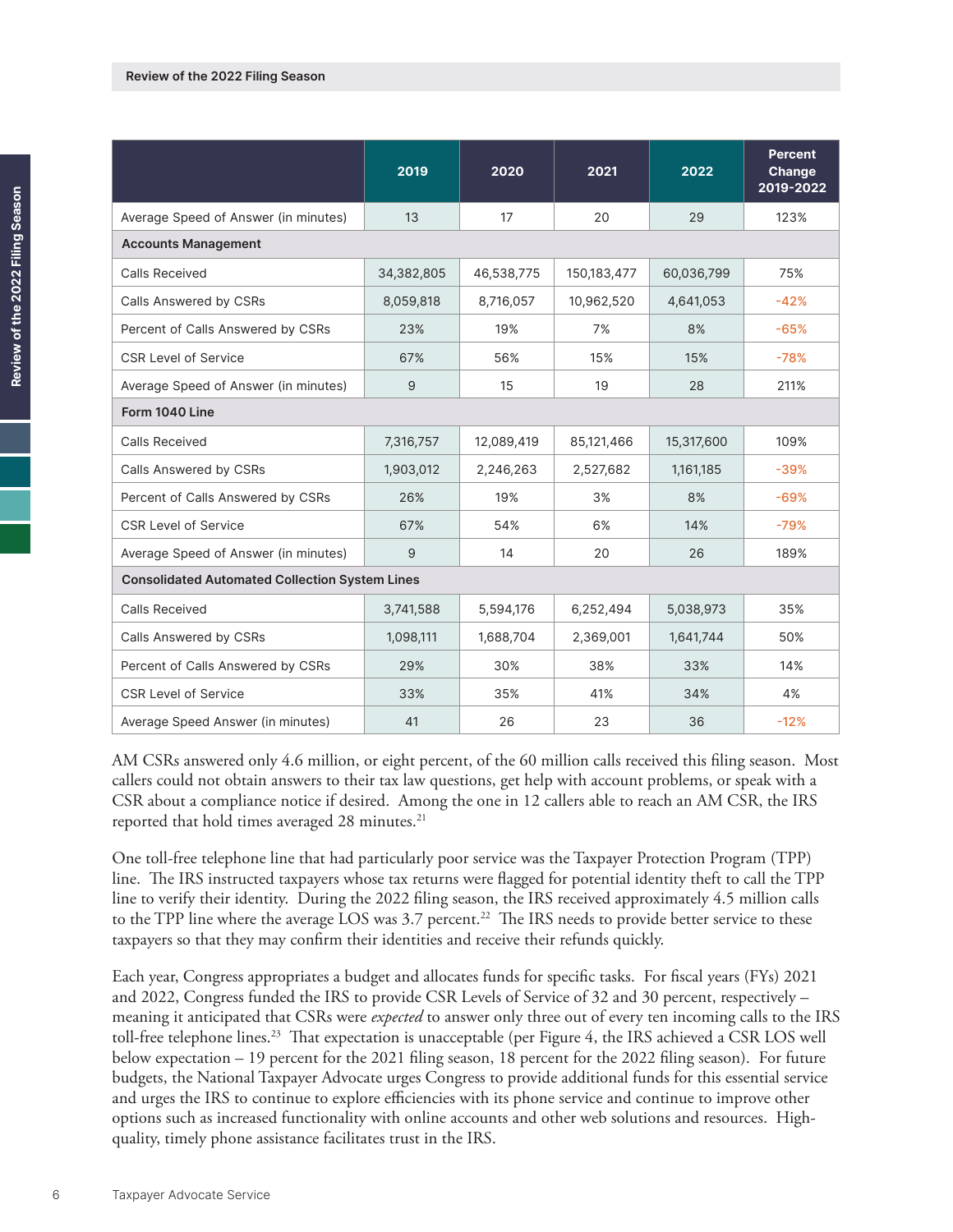| | 2019 | 2020 | 2021 | 2022 | Percent Change 2019-2022 |
|---|---|---|---|---|---|
| Average Speed of Answer (in minutes) | 13 | 17 | 20 | 29 | 123% |
| **Accounts Management** | | | | | |
| Calls Received | 34,382,805 | 46,538,775 | 150,183,477 | 60,036,799 | 75% |
| Calls Answered by CSRs | 8,059,818 | 8,716,057 | 10,962,520 | 4,641,053 | -42% |
| Percent of Calls Answered by CSRs | 23% | 19% | 7% | 8% | -65% |
| CSR Level of Service | 67% | 56% | 15% | 15% | -78% |
| Average Speed of Answer (in minutes) | 9 | 15 | 19 | 28 | 211% |
| **Form 1040 Line** | | | | | |
| Calls Received | 7,316,757 | 12,089,419 | 85,121,466 | 15,317,600 | 109% |
| Calls Answered by CSRs | 1,903,012 | 2,246,263 | 2,527,682 | 1,161,185 | -39% |
| Percent of Calls Answered by CSRs | 26% | 19% | 3% | 8% | -69% |
| CSR Level of Service | 67% | 54% | 6% | 14% | -79% |
| Average Speed of Answer (in minutes) | 9 | 14 | 20 | 26 | 189% |
| **Consolidated Automated Collection System Lines** | | | | | |
| Calls Received | 3,741,588 | 5,594,176 | 6,252,494 | 5,038,973 | 35% |
| Calls Answered by CSRs | 1,098,111 | 1,688,704 | 2,369,001 | 1,641,744 | 50% |
| Percent of Calls Answered by CSRs | 29% | 30% | 38% | 33% | 14% |
| CSR Level of Service | 33% | 35% | 41% | 34% | 4% |
| Average Speed Answer (in minutes) | 41 | 26 | 23 | 36 | -12% |

AM CSRs answered only 4.6 million, or eight percent, of the 60 million calls received this filing season. Most callers could not obtain answers to their tax law questions, get help with account problems, or speak with a CSR about a compliance notice if desired. Among the one in 12 callers able to reach an AM CSR, the IRS reported that hold times averaged 28 minutes.[21]

One toll-free telephone line that had particularly poor service was the Taxpayer Protection Program (TPP) line. The IRS instructed taxpayers whose tax returns were flagged for potential identity theft to call the TPP line to verify their identity. During the 2022 filing season, the IRS received approximately 4.5 million calls to the TPP line where the average LOS was 3.7 percent.[22] The IRS needs to provide better service to these taxpayers so that they may confirm their identities and receive their refunds quickly.

Each year, Congress appropriates a budget and allocates funds for specific tasks. For fiscal years (FYs) 2021 and 2022, Congress funded the IRS to provide CSR Levels of Service of 32 and 30 percent, respectively – meaning it anticipated that CSRs were *expected* to answer only three out of every ten incoming calls to the IRS toll-free telephone lines.[23] That expectation is unacceptable (per Figure 4, the IRS achieved a CSR LOS well below expectation – 19 percent for the 2021 filing season, 18 percent for the 2022 filing season). For future budgets, the National Taxpayer Advocate urges Congress to provide additional funds for this essential service and urges the IRS to continue to explore efficiencies with its phone service and continue to improve other options such as increased functionality with online accounts and other web solutions and resources. High-quality, timely phone assistance facilitates trust in the IRS.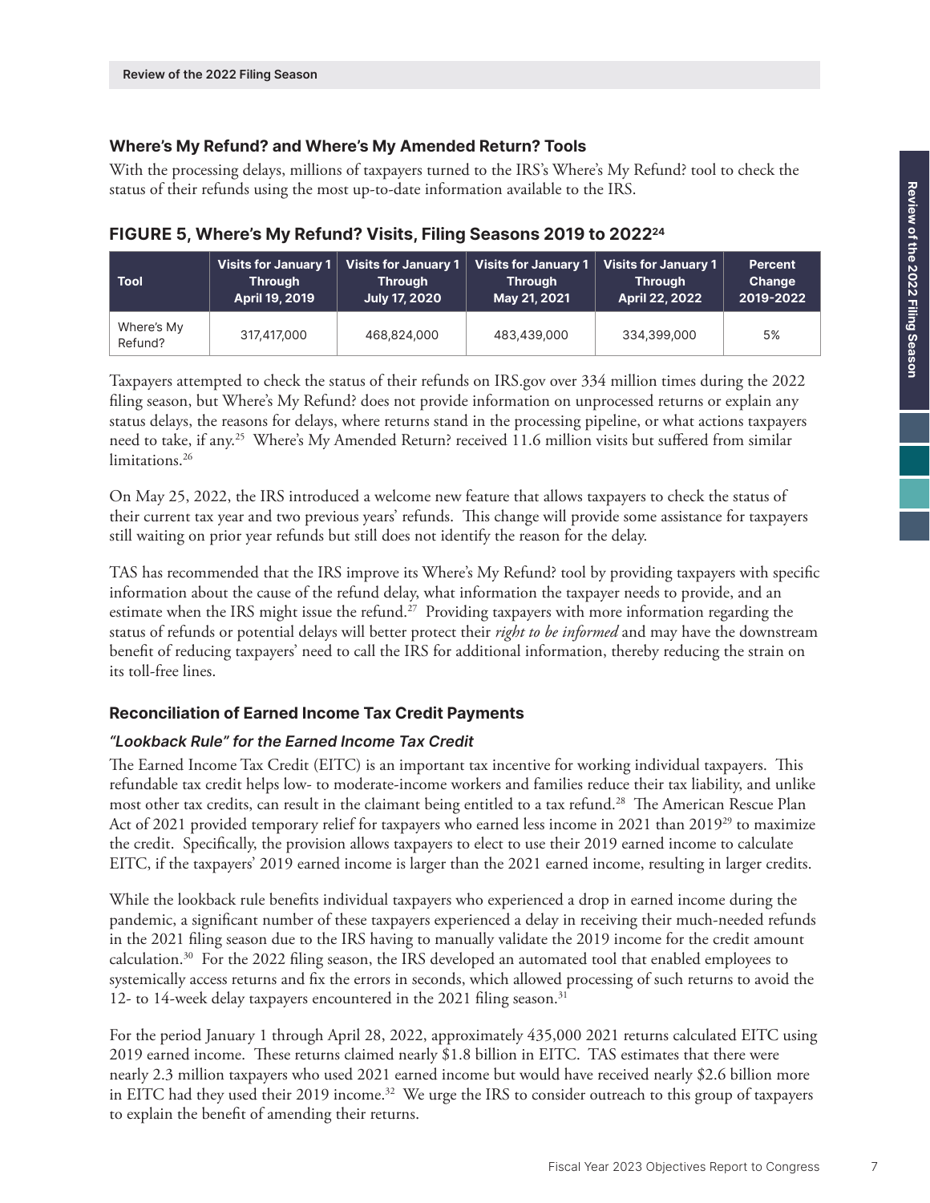### Where's My Refund? and Where's My Amended Return? Tools

With the processing delays, millions of taxpayers turned to the IRS's Where's My Refund? tool to check the status of their refunds using the most up-to-date information available to the IRS.

#### FIGURE 5, Where's My Refund? Visits, Filing Seasons 2019 to 2022[24]

| Tool | Visits for January 1 Through April 19, 2019 | Visits for January 1 Through July 17, 2020 | Visits for January 1 Through May 21, 2021 | Visits for January 1 Through April 22, 2022 | Percent Change 2019-2022 |
|---|---|---|---|---|---|
| Where's My Refund? | 317,417,000 | 468,824,000 | 483,439,000 | 334,399,000 | 5% |

Taxpayers attempted to check the status of their refunds on IRS.gov over 334 million times during the 2022 filing season, but Where's My Refund? does not provide information on unprocessed returns or explain any status delays, the reasons for delays, where returns stand in the processing pipeline, or what actions taxpayers need to take, if any.[25] Where's My Amended Return? received 11.6 million visits but suffered from similar limitations.[26]

On May 25, 2022, the IRS introduced a welcome new feature that allows taxpayers to check the status of their current tax year and two previous years' refunds. This change will provide some assistance for taxpayers still waiting on prior year refunds but still does not identify the reason for the delay.

TAS has recommended that the IRS improve its Where's My Refund? tool by providing taxpayers with specific information about the cause of the refund delay, what information the taxpayer needs to provide, and an estimate when the IRS might issue the refund.[27] Providing taxpayers with more information regarding the status of refunds or potential delays will better protect their *right to be informed* and may have the downstream benefit of reducing taxpayers' need to call the IRS for additional information, thereby reducing the strain on its toll-free lines.

### Reconciliation of Earned Income Tax Credit Payments

#### *"Lookback Rule" for the Earned Income Tax Credit*

The Earned Income Tax Credit (EITC) is an important tax incentive for working individual taxpayers. This refundable tax credit helps low- to moderate-income workers and families reduce their tax liability, and unlike most other tax credits, can result in the claimant being entitled to a tax refund.[28] The American Rescue Plan Act of 2021 provided temporary relief for taxpayers who earned less income in 2021 than 2019[29] to maximize the credit. Specifically, the provision allows taxpayers to elect to use their 2019 earned income to calculate EITC, if the taxpayers' 2019 earned income is larger than the 2021 earned income, resulting in larger credits.

While the lookback rule benefits individual taxpayers who experienced a drop in earned income during the pandemic, a significant number of these taxpayers experienced a delay in receiving their much-needed refunds in the 2021 filing season due to the IRS having to manually validate the 2019 income for the credit amount calculation.[30] For the 2022 filing season, the IRS developed an automated tool that enabled employees to systemically access returns and fix the errors in seconds, which allowed processing of such returns to avoid the 12- to 14-week delay taxpayers encountered in the 2021 filing season.[31]

For the period January 1 through April 28, 2022, approximately 435,000 2021 returns calculated EITC using 2019 earned income. These returns claimed nearly $1.8 billion in EITC. TAS estimates that there were nearly 2.3 million taxpayers who used 2021 earned income but would have received nearly $2.6 billion more in EITC had they used their 2019 income.[32] We urge the IRS to consider outreach to this group of taxpayers to explain the benefit of amending their returns.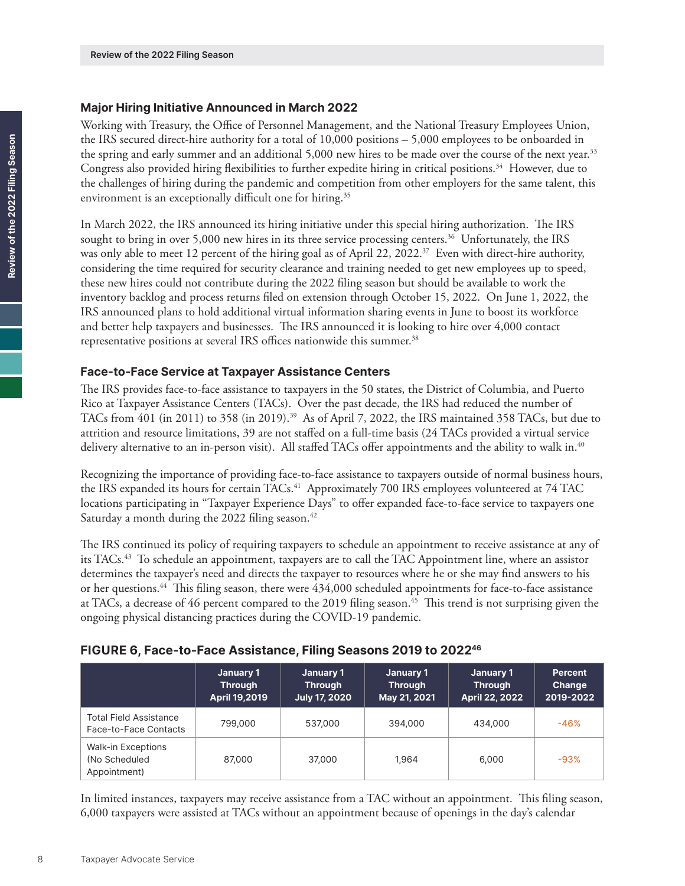### Major Hiring Initiative Announced in March 2022

Working with Treasury, the Office of Personnel Management, and the National Treasury Employees Union, the IRS secured direct-hire authority for a total of 10,000 positions – 5,000 employees to be onboarded in the spring and early summer and an additional 5,000 new hires to be made over the course of the next year.[33] Congress also provided hiring flexibilities to further expedite hiring in critical positions.[34] However, due to the challenges of hiring during the pandemic and competition from other employers for the same talent, this environment is an exceptionally difficult one for hiring.[35]

In March 2022, the IRS announced its hiring initiative under this special hiring authorization. The IRS sought to bring in over 5,000 new hires in its three service processing centers.[36] Unfortunately, the IRS was only able to meet 12 percent of the hiring goal as of April 22, 2022.[37] Even with direct-hire authority, considering the time required for security clearance and training needed to get new employees up to speed, these new hires could not contribute during the 2022 filing season but should be available to work the inventory backlog and process returns filed on extension through October 15, 2022. On June 1, 2022, the IRS announced plans to hold additional virtual information sharing events in June to boost its workforce and better help taxpayers and businesses. The IRS announced it is looking to hire over 4,000 contact representative positions at several IRS offices nationwide this summer.[38]

### Face-to-Face Service at Taxpayer Assistance Centers

The IRS provides face-to-face assistance to taxpayers in the 50 states, the District of Columbia, and Puerto Rico at Taxpayer Assistance Centers (TACs). Over the past decade, the IRS had reduced the number of TACs from 401 (in 2011) to 358 (in 2019).[39] As of April 7, 2022, the IRS maintained 358 TACs, but due to attrition and resource limitations, 39 are not staffed on a full-time basis (24 TACs provided a virtual service delivery alternative to an in-person visit). All staffed TACs offer appointments and the ability to walk in.[40]

Recognizing the importance of providing face-to-face assistance to taxpayers outside of normal business hours, the IRS expanded its hours for certain TACs.[41] Approximately 700 IRS employees volunteered at 74 TAC locations participating in "Taxpayer Experience Days" to offer expanded face-to-face service to taxpayers one Saturday a month during the 2022 filing season.[42]

The IRS continued its policy of requiring taxpayers to schedule an appointment to receive assistance at any of its TACs.[43] To schedule an appointment, taxpayers are to call the TAC Appointment line, where an assistor determines the taxpayer's need and directs the taxpayer to resources where he or she may find answers to his or her questions.[44] This filing season, there were 434,000 scheduled appointments for face-to-face assistance at TACs, a decrease of 46 percent compared to the 2019 filing season.[45] This trend is not surprising given the ongoing physical distancing practices during the COVID-19 pandemic.

**FIGURE 6, Face-to-Face Assistance, Filing Seasons 2019 to 2022[46]**

| | January 1 Through April 19,2019 | January 1 Through July 17, 2020 | January 1 Through May 21, 2021 | January 1 Through April 22, 2022 | Percent Change 2019-2022 |
|---|---|---|---|---|---|
| Total Field Assistance Face-to-Face Contacts | 799,000 | 537,000 | 394,000 | 434,000 | -46% |
| Walk-in Exceptions (No Scheduled Appointment) | 87,000 | 37,000 | 1,964 | 6,000 | -93% |

In limited instances, taxpayers may receive assistance from a TAC without an appointment. This filing season, 6,000 taxpayers were assisted at TACs without an appointment because of openings in the day's calendar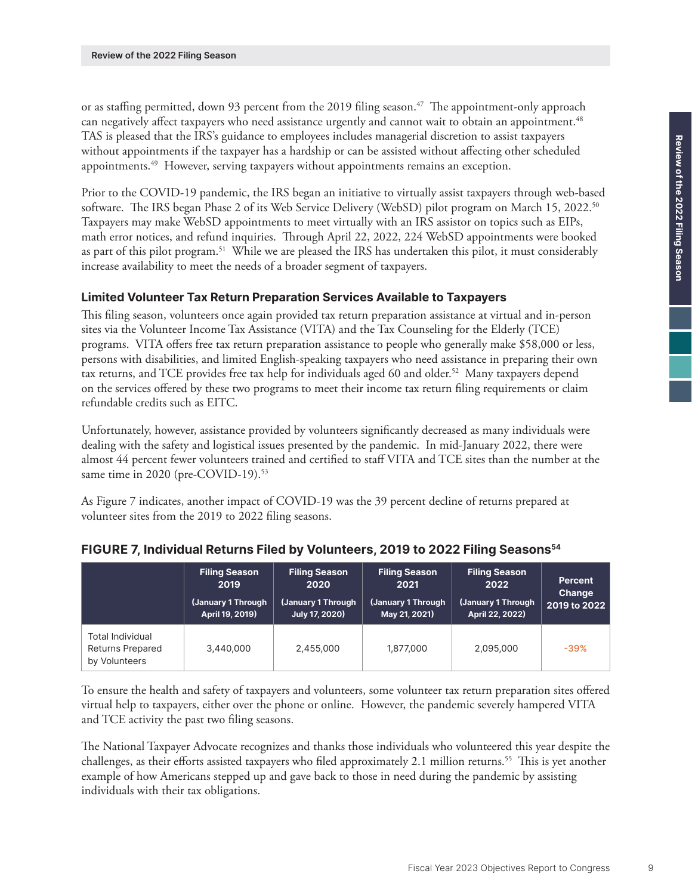or as staffing permitted, down 93 percent from the 2019 filing season.[47] The appointment-only approach can negatively affect taxpayers who need assistance urgently and cannot wait to obtain an appointment.[48] TAS is pleased that the IRS's guidance to employees includes managerial discretion to assist taxpayers without appointments if the taxpayer has a hardship or can be assisted without affecting other scheduled appointments.[49] However, serving taxpayers without appointments remains an exception.

Prior to the COVID-19 pandemic, the IRS began an initiative to virtually assist taxpayers through web-based software. The IRS began Phase 2 of its Web Service Delivery (WebSD) pilot program on March 15, 2022.[50] Taxpayers may make WebSD appointments to meet virtually with an IRS assistor on topics such as EIPs, math error notices, and refund inquiries. Through April 22, 2022, 224 WebSD appointments were booked as part of this pilot program.[51] While we are pleased the IRS has undertaken this pilot, it must considerably increase availability to meet the needs of a broader segment of taxpayers.

### Limited Volunteer Tax Return Preparation Services Available to Taxpayers

This filing season, volunteers once again provided tax return preparation assistance at virtual and in-person sites via the Volunteer Income Tax Assistance (VITA) and the Tax Counseling for the Elderly (TCE) programs. VITA offers free tax return preparation assistance to people who generally make $58,000 or less, persons with disabilities, and limited English-speaking taxpayers who need assistance in preparing their own tax returns, and TCE provides free tax help for individuals aged 60 and older.[52] Many taxpayers depend on the services offered by these two programs to meet their income tax return filing requirements or claim refundable credits such as EITC.

Unfortunately, however, assistance provided by volunteers significantly decreased as many individuals were dealing with the safety and logistical issues presented by the pandemic. In mid-January 2022, there were almost 44 percent fewer volunteers trained and certified to staff VITA and TCE sites than the number at the same time in 2020 (pre-COVID-19).[53]

As Figure 7 indicates, another impact of COVID-19 was the 39 percent decline of returns prepared at volunteer sites from the 2019 to 2022 filing seasons.

**FIGURE 7, Individual Returns Filed by Volunteers, 2019 to 2022 Filing Seasons[54]**

| | Filing Season 2019 (January 1 Through April 19, 2019) | Filing Season 2020 (January 1 Through July 17, 2020) | Filing Season 2021 (January 1 Through May 21, 2021) | Filing Season 2022 (January 1 Through April 22, 2022) | Percent Change 2019 to 2022 |
|---|---|---|---|---|---|
| Total Individual Returns Prepared by Volunteers | 3,440,000 | 2,455,000 | 1,877,000 | 2,095,000 | -39% |

To ensure the health and safety of taxpayers and volunteers, some volunteer tax return preparation sites offered virtual help to taxpayers, either over the phone or online. However, the pandemic severely hampered VITA and TCE activity the past two filing seasons.

The National Taxpayer Advocate recognizes and thanks those individuals who volunteered this year despite the challenges, as their efforts assisted taxpayers who filed approximately 2.1 million returns.[55] This is yet another example of how Americans stepped up and gave back to those in need during the pandemic by assisting individuals with their tax obligations.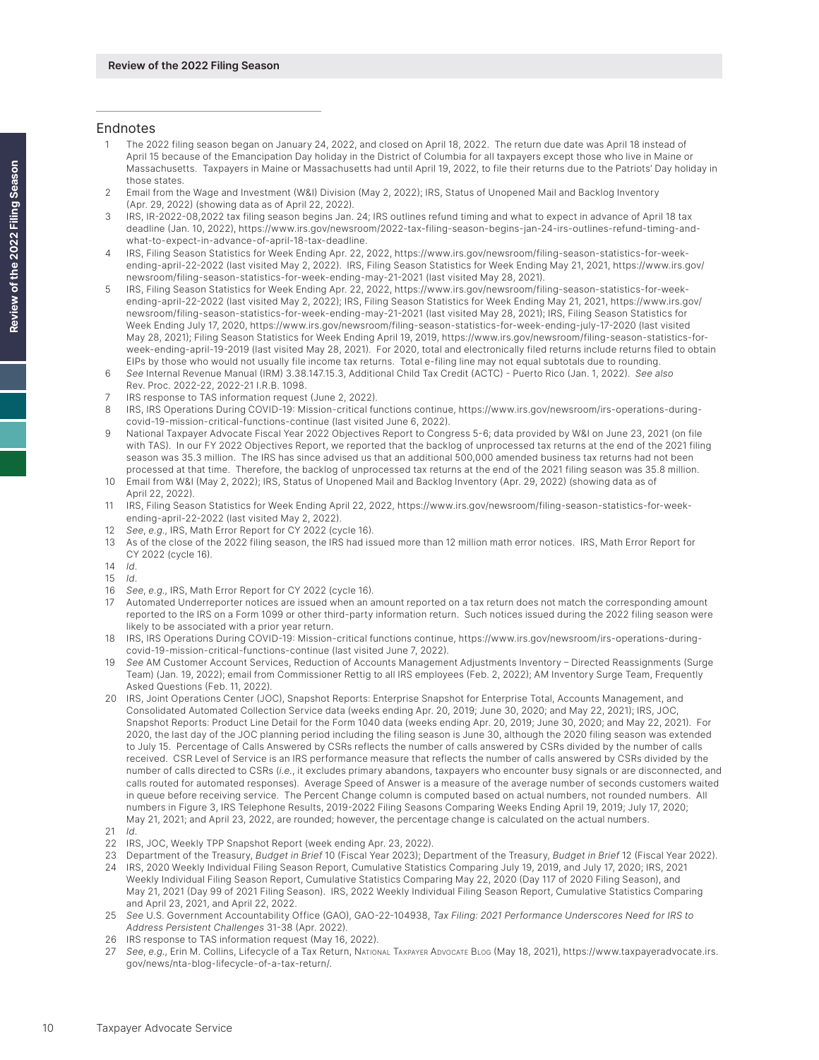## Endnotes

1. The 2022 filing season began on January 24, 2022, and closed on April 18, 2022. The return due date was April 18 instead of April 15 because of the Emancipation Day holiday in the District of Columbia for all taxpayers except those who live in Maine or Massachusetts. Taxpayers in Maine or Massachusetts had until April 19, 2022, to file their returns due to the Patriots' Day holiday in those states.
2. Email from the Wage and Investment (W&I) Division (May 2, 2022); IRS, Status of Unopened Mail and Backlog Inventory (Apr. 29, 2022) (showing data as of April 22, 2022).
3. IRS, IR-2022-08,2022 tax filing season begins Jan. 24; IRS outlines refund timing and what to expect in advance of April 18 tax deadline (Jan. 10, 2022), https://www.irs.gov/newsroom/2022-tax-filing-season-begins-jan-24-irs-outlines-refund-timing-and-what-to-expect-in-advance-of-april-18-tax-deadline.
4. IRS, Filing Season Statistics for Week Ending Apr. 22, 2022, https://www.irs.gov/newsroom/filing-season-statistics-for-week-ending-april-22-2022 (last visited May 2, 2022). IRS, Filing Season Statistics for Week Ending May 21, 2021, https://www.irs.gov/newsroom/filing-season-statistics-for-week-ending-may-21-2021 (last visited May 28, 2021).
5. IRS, Filing Season Statistics for Week Ending Apr. 22, 2022, https://www.irs.gov/newsroom/filing-season-statistics-for-week-ending-april-22-2022 (last visited May 2, 2022); IRS, Filing Season Statistics for Week Ending May 21, 2021, https://www.irs.gov/newsroom/filing-season-statistics-for-week-ending-may-21-2021 (last visited May 28, 2021); IRS, Filing Season Statistics for Week Ending July 17, 2020, https://www.irs.gov/newsroom/filing-season-statistics-for-week-ending-july-17-2020 (last visited May 28, 2021); Filing Season Statistics for Week Ending April 19, 2019, https://www.irs.gov/newsroom/filing-season-statistics-for-week-ending-april-19-2019 (last visited May 28, 2021). For 2020, total and electronically filed returns include returns filed to obtain EIPs by those who would not usually file income tax returns. Total e-filing line may not equal subtotals due to rounding.
6. *See* Internal Revenue Manual (IRM) 3.38.147.15.3, Additional Child Tax Credit (ACTC) - Puerto Rico (Jan. 1, 2022). *See also* Rev. Proc. 2022-22, 2022-21 I.R.B. 1098.
7. IRS response to TAS information request (June 2, 2022).
8. IRS, IRS Operations During COVID-19: Mission-critical functions continue, https://www.irs.gov/newsroom/irs-operations-during-covid-19-mission-critical-functions-continue (last visited June 6, 2022).
9. National Taxpayer Advocate Fiscal Year 2022 Objectives Report to Congress 5-6; data provided by W&I on June 23, 2021 (on file with TAS). In our FY 2022 Objectives Report, we reported that the backlog of unprocessed tax returns at the end of the 2021 filing season was 35.3 million. The IRS has since advised us that an additional 500,000 amended business tax returns had not been processed at that time. Therefore, the backlog of unprocessed tax returns at the end of the 2021 filing season was 35.8 million.
10. Email from W&I (May 2, 2022); IRS, Status of Unopened Mail and Backlog Inventory (Apr. 29, 2022) (showing data as of April 22, 2022).
11. IRS, Filing Season Statistics for Week Ending April 22, 2022, https://www.irs.gov/newsroom/filing-season-statistics-for-week-ending-april-22-2022 (last visited May 2, 2022).
12. *See, e.g.*, IRS, Math Error Report for CY 2022 (cycle 16).
13. As of the close of the 2022 filing season, the IRS had issued more than 12 million math error notices. IRS, Math Error Report for CY 2022 (cycle 16).
14. *Id*.
15. *Id*.
16. *See, e.g.*, IRS, Math Error Report for CY 2022 (cycle 16).
17. Automated Underreporter notices are issued when an amount reported on a tax return does not match the corresponding amount reported to the IRS on a Form 1099 or other third-party information return. Such notices issued during the 2022 filing season were likely to be associated with a prior year return.
18. IRS, IRS Operations During COVID-19: Mission-critical functions continue, https://www.irs.gov/newsroom/irs-operations-during-covid-19-mission-critical-functions-continue (last visited June 7, 2022).
19. *See* AM Customer Account Services, Reduction of Accounts Management Adjustments Inventory – Directed Reassignments (Surge Team) (Jan. 19, 2022); email from Commissioner Rettig to all IRS employees (Feb. 2, 2022); AM Inventory Surge Team, Frequently Asked Questions (Feb. 11, 2022).
20. IRS, Joint Operations Center (JOC), Snapshot Reports: Enterprise Snapshot for Enterprise Total, Accounts Management, and Consolidated Automated Collection Service data (weeks ending Apr. 20, 2019; June 30, 2020; and May 22, 2021); IRS, JOC, Snapshot Reports: Product Line Detail for the Form 1040 data (weeks ending Apr. 20, 2019; June 30, 2020; and May 22, 2021). For 2020, the last day of the JOC planning period including the filing season is June 30, although the 2020 filing season was extended to July 15. Percentage of Calls Answered by CSRs reflects the number of calls answered by CSRs divided by the number of calls received. CSR Level of Service is an IRS performance measure that reflects the number of calls answered by CSRs divided by the number of calls directed to CSRs (*i.e.*, it excludes primary abandons, taxpayers who encounter busy signals or are disconnected, and calls routed for automated responses). Average Speed of Answer is a measure of the average number of seconds customers waited in queue before receiving service. The Percent Change column is computed based on actual numbers, not rounded numbers. All numbers in Figure 3, IRS Telephone Results, 2019-2022 Filing Seasons Comparing Weeks Ending April 19, 2019; July 17, 2020; May 21, 2021; and April 23, 2022, are rounded; however, the percentage change is calculated on the actual numbers.
21. *Id*.
22. IRS, JOC, Weekly TPP Snapshot Report (week ending Apr. 23, 2022).
23. Department of the Treasury, *Budget in Brief* 10 (Fiscal Year 2023); Department of the Treasury, *Budget in Brief* 12 (Fiscal Year 2022).
24. IRS, 2020 Weekly Individual Filing Season Report, Cumulative Statistics Comparing July 19, 2019, and July 17, 2020; IRS, 2021 Weekly Individual Filing Season Report, Cumulative Statistics Comparing May 22, 2020 (Day 117 of 2020 Filing Season), and May 21, 2021 (Day 99 of 2021 Filing Season). IRS, 2022 Weekly Individual Filing Season Report, Cumulative Statistics Comparing and April 23, 2021, and April 22, 2022.
25. *See* U.S. Government Accountability Office (GAO), GAO-22-104938, *Tax Filing: 2021 Performance Underscores Need for IRS to Address Persistent Challenges* 31-38 (Apr. 2022).
26. IRS response to TAS information request (May 16, 2022).
27. *See, e.g.*, Erin M. Collins, Lifecycle of a Tax Return, National Taxpayer Advocate Blog (May 18, 2021), https://www.taxpayeradvocate.irs.gov/news/nta-blog-lifecycle-of-a-tax-return/.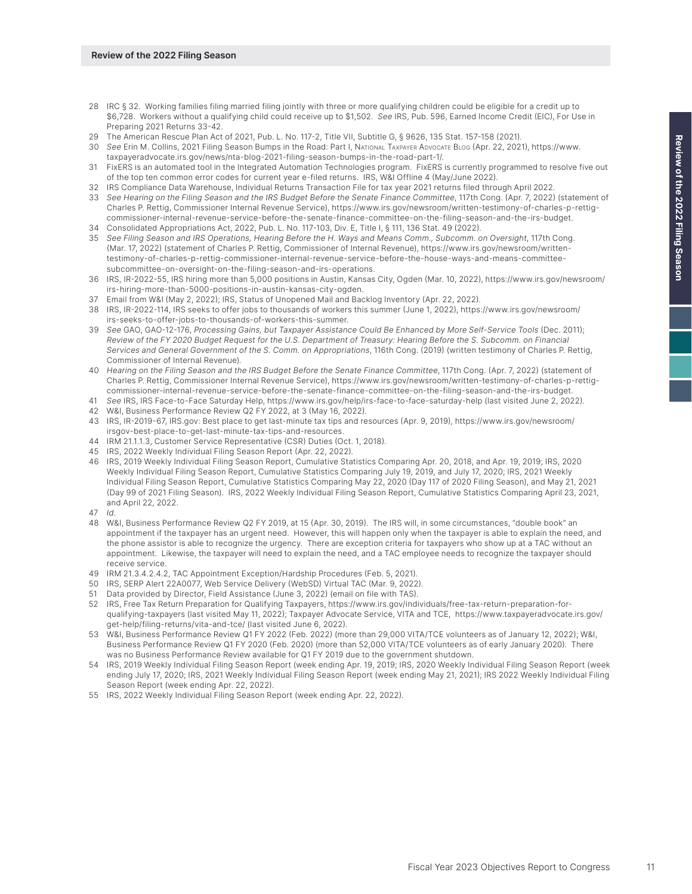28 IRC § 32. Working families filing married filing jointly with three or more qualifying children could be eligible for a credit up to $6,728. Workers without a qualifying child could receive up to $1,502. *See* IRS, Pub. 596, Earned Income Credit (EIC), For Use in Preparing 2021 Returns 33-42.

29 The American Rescue Plan Act of 2021, Pub. L. No. 117-2, Title VII, Subtitle G, § 9626, 135 Stat. 157-158 (2021).

30 *See* Erin M. Collins, 2021 Filing Season Bumps in the Road: Part I, National Taxpayer Advocate Blog (Apr. 22, 2021), https://www.taxpayeradvocate.irs.gov/news/nta-blog-2021-filing-season-bumps-in-the-road-part-1/.

31 FixERS is an automated tool in the Integrated Automation Technologies program. FixERS is currently programmed to resolve five out of the top ten common error codes for current year e-filed returns. IRS, W&I Offline 4 (May/June 2022).

32 IRS Compliance Data Warehouse, Individual Returns Transaction File for tax year 2021 returns filed through April 2022.

33 *See Hearing on the Filing Season and the IRS Budget Before the Senate Finance Committee*, 117th Cong. (Apr. 7, 2022) (statement of Charles P. Rettig, Commissioner Internal Revenue Service), https://www.irs.gov/newsroom/written-testimony-of-charles-p-rettig-commissioner-internal-revenue-service-before-the-senate-finance-committee-on-the-filing-season-and-the-irs-budget.

34 Consolidated Appropriations Act, 2022, Pub. L. No. 117-103, Div. E, Title I, § 111, 136 Stat. 49 (2022).

35 *See Filing Season and IRS Operations, Hearing Before the H. Ways and Means Comm., Subcomm. on Oversight*, 117th Cong. (Mar. 17, 2022) (statement of Charles P. Rettig, Commissioner of Internal Revenue), https://www.irs.gov/newsroom/written-testimony-of-charles-p-rettig-commissioner-internal-revenue-service-before-the-house-ways-and-means-committee-subcommittee-on-oversight-on-the-filing-season-and-irs-operations.

36 IRS, IR-2022-55, IRS hiring more than 5,000 positions in Austin, Kansas City, Ogden (Mar. 10, 2022), https://www.irs.gov/newsroom/irs-hiring-more-than-5000-positions-in-austin-kansas-city-ogden.

37 Email from W&I (May 2, 2022); IRS, Status of Unopened Mail and Backlog Inventory (Apr. 22, 2022).

38 IRS, IR-2022-114, IRS seeks to offer jobs to thousands of workers this summer (June 1, 2022), https://www.irs.gov/newsroom/irs-seeks-to-offer-jobs-to-thousands-of-workers-this-summer.

39 *See* GAO, GAO-12-176, *Processing Gains, but Taxpayer Assistance Could Be Enhanced by More Self-Service Tools* (Dec. 2011); *Review of the FY 2020 Budget Request for the U.S. Department of Treasury: Hearing Before the S. Subcomm. on Financial Services and General Government of the S. Comm. on Appropriations*, 116th Cong. (2019) (written testimony of Charles P. Rettig, Commissioner of Internal Revenue).

40 *Hearing on the Filing Season and the IRS Budget Before the Senate Finance Committee*, 117th Cong. (Apr. 7, 2022) (statement of Charles P. Rettig, Commissioner Internal Revenue Service), https://www.irs.gov/newsroom/written-testimony-of-charles-p-rettig-commissioner-internal-revenue-service-before-the-senate-finance-committee-on-the-filing-season-and-the-irs-budget.

41 *See* IRS, IRS Face-to-Face Saturday Help, https://www.irs.gov/help/irs-face-to-face-saturday-help (last visited June 2, 2022).

42 W&I, Business Performance Review Q2 FY 2022, at 3 (May 16, 2022).

43 IRS, IR-2019-67, IRS.gov: Best place to get last-minute tax tips and resources (Apr. 9, 2019), https://www.irs.gov/newsroom/irsgov-best-place-to-get-last-minute-tax-tips-and-resources.

44 IRM 21.1.1.3, Customer Service Representative (CSR) Duties (Oct. 1, 2018).

45 IRS, 2022 Weekly Individual Filing Season Report (Apr. 22, 2022).

46 IRS, 2019 Weekly Individual Filing Season Report, Cumulative Statistics Comparing Apr. 20, 2018, and Apr. 19, 2019; IRS, 2020 Weekly Individual Filing Season Report, Cumulative Statistics Comparing July 19, 2019, and July 17, 2020; IRS, 2021 Weekly Individual Filing Season Report, Cumulative Statistics Comparing May 22, 2020 (Day 117 of 2020 Filing Season), and May 21, 2021 (Day 99 of 2021 Filing Season). IRS, 2022 Weekly Individual Filing Season Report, Cumulative Statistics Comparing April 23, 2021, and April 22, 2022.

47 *Id*.

48 W&I, Business Performance Review Q2 FY 2019, at 15 (Apr. 30, 2019). The IRS will, in some circumstances, "double book" an appointment if the taxpayer has an urgent need. However, this will happen only when the taxpayer is able to explain the need, and the phone assistor is able to recognize the urgency. There are exception criteria for taxpayers who show up at a TAC without an appointment. Likewise, the taxpayer will need to explain the need, and a TAC employee needs to recognize the taxpayer should receive service.

49 IRM 21.3.4.2.4.2, TAC Appointment Exception/Hardship Procedures (Feb. 5, 2021).

50 IRS, SERP Alert 22A0077, Web Service Delivery (WebSD) Virtual TAC (Mar. 9, 2022).

51 Data provided by Director, Field Assistance (June 3, 2022) (email on file with TAS).

52 IRS, Free Tax Return Preparation for Qualifying Taxpayers, https://www.irs.gov/individuals/free-tax-return-preparation-for-qualifying-taxpayers (last visited May 11, 2022); Taxpayer Advocate Service, VITA and TCE, https://www.taxpayeradvocate.irs.gov/get-help/filing-returns/vita-and-tce/ (last visited June 6, 2022).

53 W&I, Business Performance Review Q1 FY 2022 (Feb. 2022) (more than 29,000 VITA/TCE volunteers as of January 12, 2022); W&I, Business Performance Review Q1 FY 2020 (Feb. 2020) (more than 52,000 VITA/TCE volunteers as of early January 2020). There was no Business Performance Review available for Q1 FY 2019 due to the government shutdown.

54 IRS, 2019 Weekly Individual Filing Season Report (week ending Apr. 19, 2019; IRS, 2020 Weekly Individual Filing Season Report (week ending July 17, 2020; IRS, 2021 Weekly Individual Filing Season Report (week ending May 21, 2021); IRS 2022 Weekly Individual Filing Season Report (week ending Apr. 22, 2022).

55 IRS, 2022 Weekly Individual Filing Season Report (week ending Apr. 22, 2022).